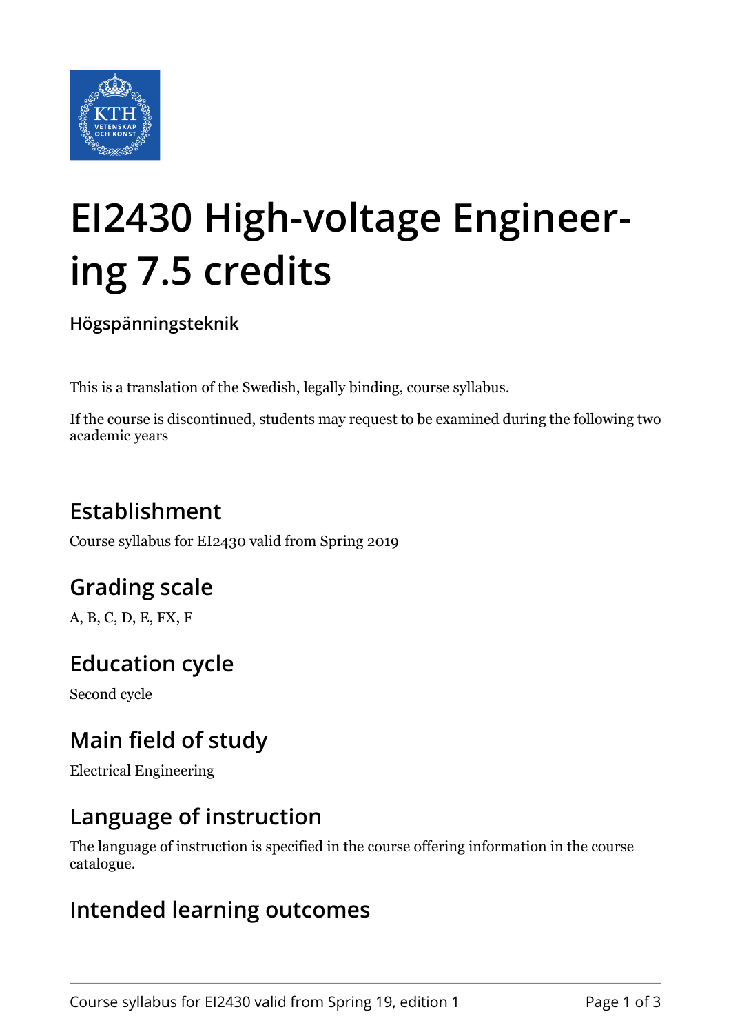# EI2430 High-voltage Engineering 7.5 credits

**Högspänningsteknik**

This is a translation of the Swedish, legally binding, course syllabus.

If the course is discontinued, students may request to be examined during the following two academic years

## Establishment

Course syllabus for EI2430 valid from Spring 2019

## Grading scale

A, B, C, D, E, FX, F

## Education cycle

Second cycle

## Main field of study

Electrical Engineering

## Language of instruction

The language of instruction is specified in the course offering information in the course catalogue.

## Intended learning outcomes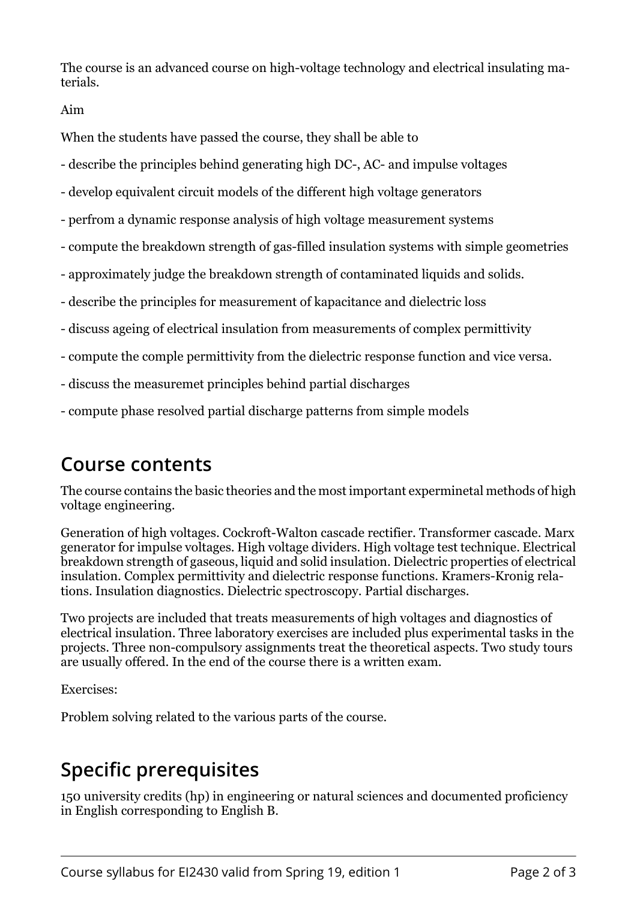The course is an advanced course on high-voltage technology and electrical insulating materials.

Aim

When the students have passed the course, they shall be able to

- describe the principles behind generating high DC-, AC- and impulse voltages
- develop equivalent circuit models of the different high voltage generators
- perfrom a dynamic response analysis of high voltage measurement systems
- compute the breakdown strength of gas-filled insulation systems with simple geometries
- approximately judge the breakdown strength of contaminated liquids and solids.
- describe the principles for measurement of kapacitance and dielectric loss
- discuss ageing of electrical insulation from measurements of complex permittivity
- compute the comple permittivity from the dielectric response function and vice versa.
- discuss the measuremet principles behind partial discharges
- compute phase resolved partial discharge patterns from simple models

## Course contents

The course contains the basic theories and the most important experminetal methods of high voltage engineering.

Generation of high voltages. Cockroft-Walton cascade rectifier. Transformer cascade. Marx generator for impulse voltages. High voltage dividers. High voltage test technique. Electrical breakdown strength of gaseous, liquid and solid insulation. Dielectric properties of electrical insulation. Complex permittivity and dielectric response functions. Kramers-Kronig relations. Insulation diagnostics. Dielectric spectroscopy. Partial discharges.

Two projects are included that treats measurements of high voltages and diagnostics of electrical insulation. Three laboratory exercises are included plus experimental tasks in the projects. Three non-compulsory assignments treat the theoretical aspects. Two study tours are usually offered. In the end of the course there is a written exam.

Exercises:

Problem solving related to the various parts of the course.

## Specific prerequisites

150 university credits (hp) in engineering or natural sciences and documented proficiency in English corresponding to English B.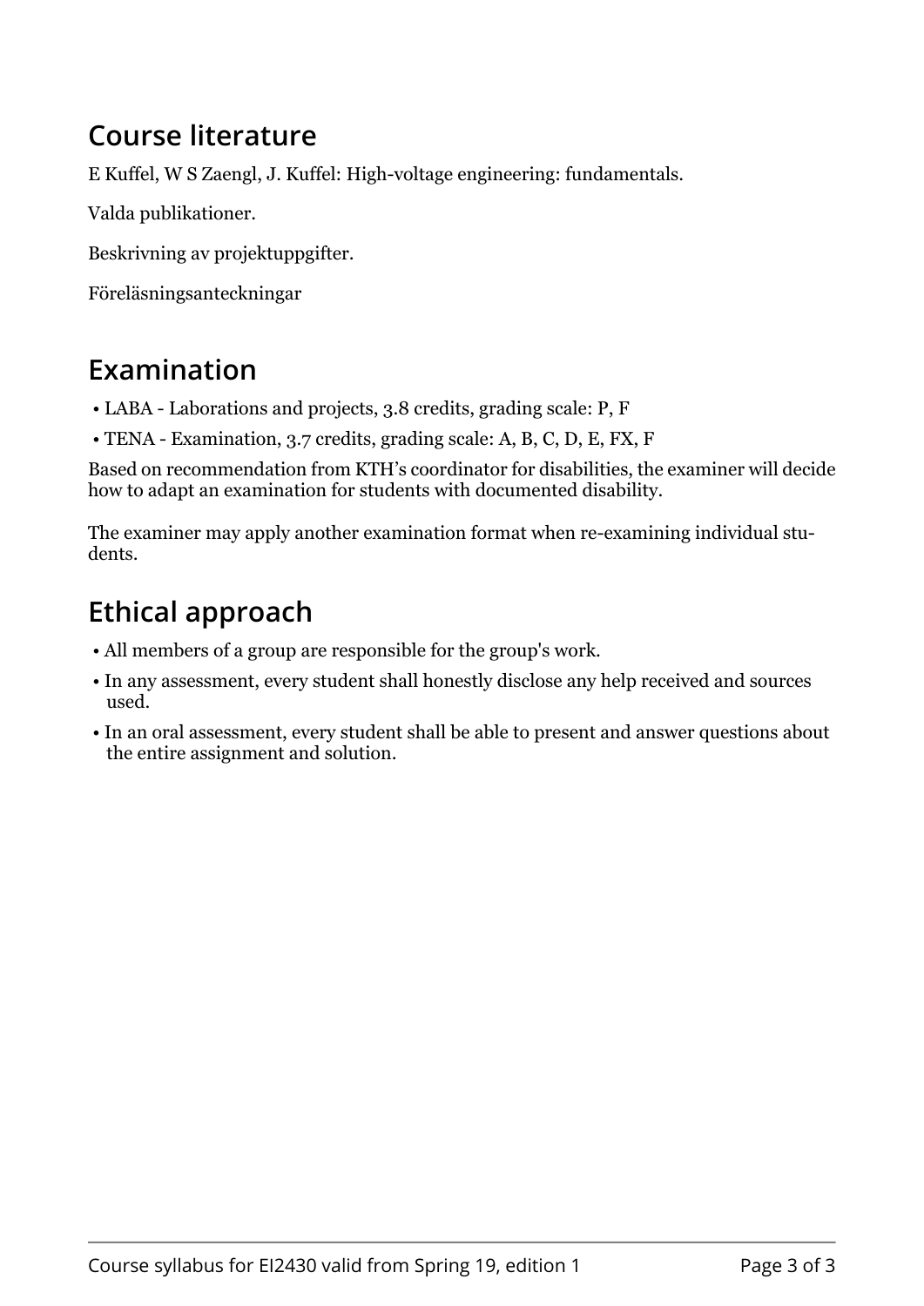## Course literature

E Kuffel, W S Zaengl, J. Kuffel: High-voltage engineering: fundamentals.

Valda publikationer.

Beskrivning av projektuppgifter.

Föreläsningsanteckningar

## Examination

- LABA - Laborations and projects, 3.8 credits, grading scale: P, F
- TENA - Examination, 3.7 credits, grading scale: A, B, C, D, E, FX, F

Based on recommendation from KTH's coordinator for disabilities, the examiner will decide how to adapt an examination for students with documented disability.

The examiner may apply another examination format when re-examining individual students.

## Ethical approach

- All members of a group are responsible for the group's work.
- In any assessment, every student shall honestly disclose any help received and sources used.
- In an oral assessment, every student shall be able to present and answer questions about the entire assignment and solution.